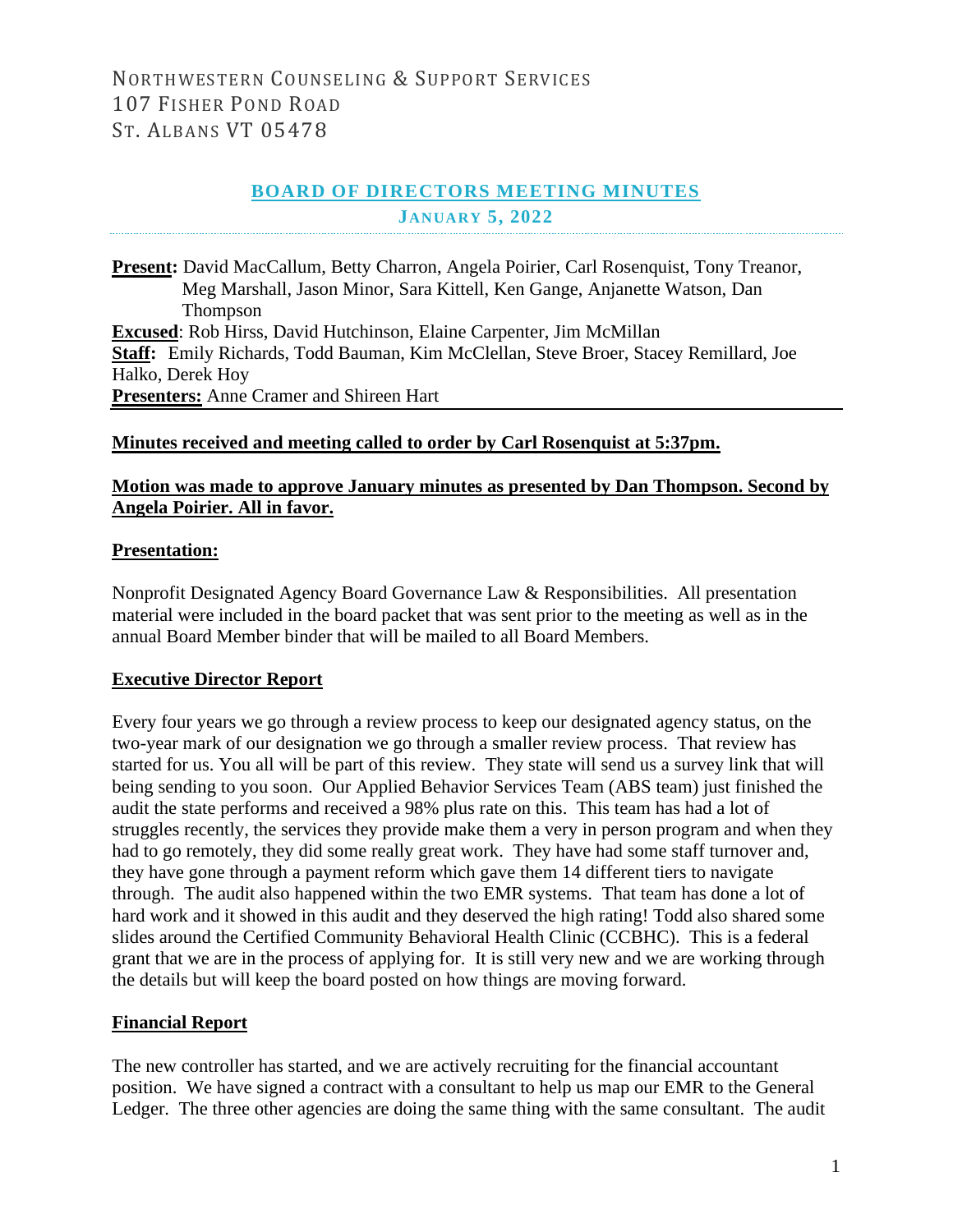NORTHWESTERN COUNSELING & SUPPORT SERVICES
107 FISHER POND ROAD
ST. ALBANS VT 05478

# BOARD OF DIRECTORS MEETING MINUTES

## JANUARY 5, 2022

**Present:** David MacCallum, Betty Charron, Angela Poirier, Carl Rosenquist, Tony Treanor, Meg Marshall, Jason Minor, Sara Kittell, Ken Gange, Anjanette Watson, Dan Thompson
**Excused**: Rob Hirss, David Hutchinson, Elaine Carpenter, Jim McMillan
**Staff:** Emily Richards, Todd Bauman, Kim McClellan, Steve Broer, Stacey Remillard, Joe Halko, Derek Hoy
**Presenters:** Anne Cramer and Shireen Hart

**Minutes received and meeting called to order by Carl Rosenquist at 5:37pm.**

**Motion was made to approve January minutes as presented by Dan Thompson. Second by Angela Poirier. All in favor.**

**Presentation:**

Nonprofit Designated Agency Board Governance Law & Responsibilities. All presentation material were included in the board packet that was sent prior to the meeting as well as in the annual Board Member binder that will be mailed to all Board Members.

**Executive Director Report**

Every four years we go through a review process to keep our designated agency status, on the two-year mark of our designation we go through a smaller review process. That review has started for us. You all will be part of this review. They state will send us a survey link that will being sending to you soon. Our Applied Behavior Services Team (ABS team) just finished the audit the state performs and received a 98% plus rate on this. This team has had a lot of struggles recently, the services they provide make them a very in person program and when they had to go remotely, they did some really great work. They have had some staff turnover and, they have gone through a payment reform which gave them 14 different tiers to navigate through. The audit also happened within the two EMR systems. That team has done a lot of hard work and it showed in this audit and they deserved the high rating! Todd also shared some slides around the Certified Community Behavioral Health Clinic (CCBHC). This is a federal grant that we are in the process of applying for. It is still very new and we are working through the details but will keep the board posted on how things are moving forward.

**Financial Report**

The new controller has started, and we are actively recruiting for the financial accountant position. We have signed a contract with a consultant to help us map our EMR to the General Ledger. The three other agencies are doing the same thing with the same consultant. The audit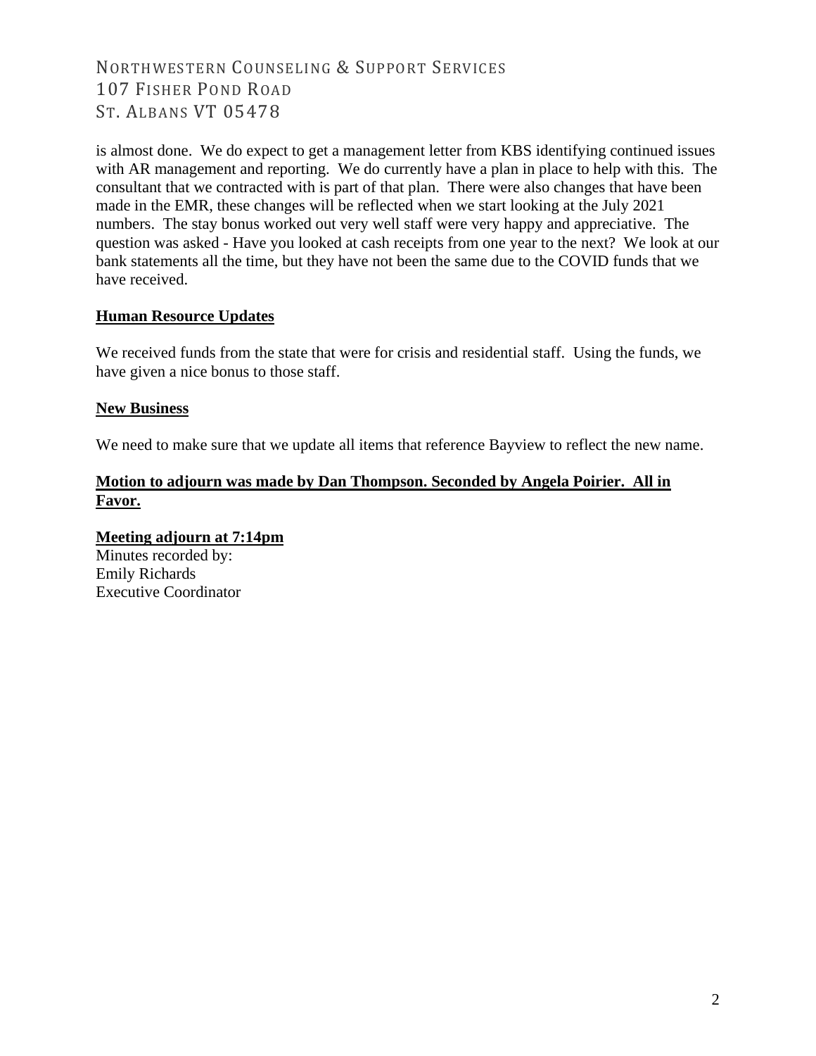is almost done. We do expect to get a management letter from KBS identifying continued issues with AR management and reporting. We do currently have a plan in place to help with this. The consultant that we contracted with is part of that plan. There were also changes that have been made in the EMR, these changes will be reflected when we start looking at the July 2021 numbers. The stay bonus worked out very well staff were very happy and appreciative. The question was asked - Have you looked at cash receipts from one year to the next? We look at our bank statements all the time, but they have not been the same due to the COVID funds that we have received.

**Human Resource Updates**

We received funds from the state that were for crisis and residential staff. Using the funds, we have given a nice bonus to those staff.

**New Business**

We need to make sure that we update all items that reference Bayview to reflect the new name.

**Motion to adjourn was made by Dan Thompson. Seconded by Angela Poirier. All in Favor.**

**Meeting adjourn at 7:14pm**

Minutes recorded by:
Emily Richards
Executive Coordinator